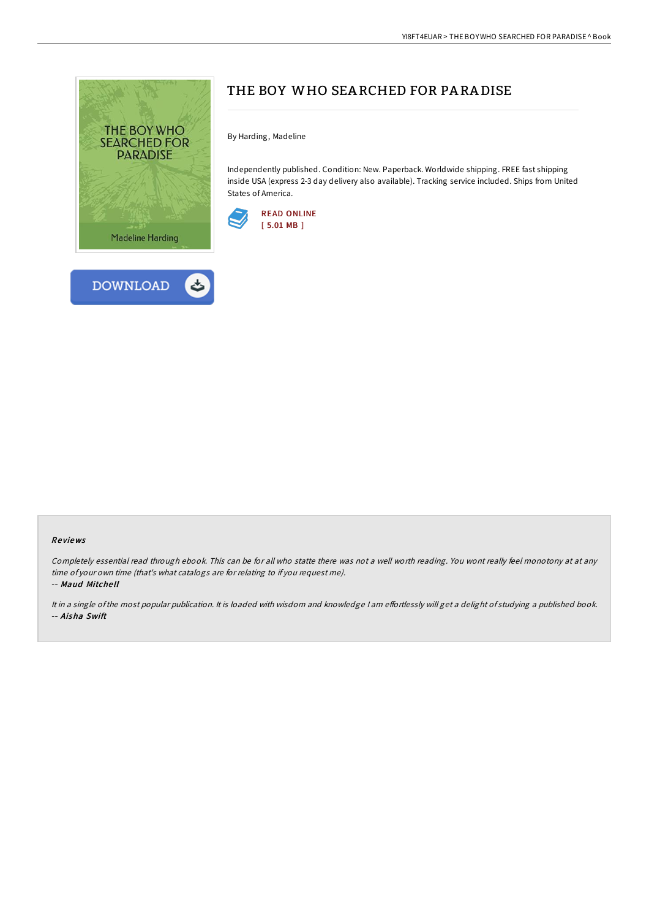# THE BOY WHO SEARCHED FOR PARADISE

By Harding, Madeline

Independently published. Condition: New. Paperback. Worldwide shipping. FREE fast shipping inside USA (express 2-3 day delivery also available). Tracking service included. Ships from United States of America.

READ ONLINE
[ 5.01 MB ]

DOWNLOAD

### Reviews

*Completely essential read through ebook. This can be for all who statte there was not a well worth reading. You wont really feel monotony at at any time of your own time (that's what catalogs are for relating to if you request me).*

-- ***Maud Mitchell***

*It in a single of the most popular publication. It is loaded with wisdom and knowledge I am effortlessly will get a delight of studying a published book.*

-- ***Aisha Swift***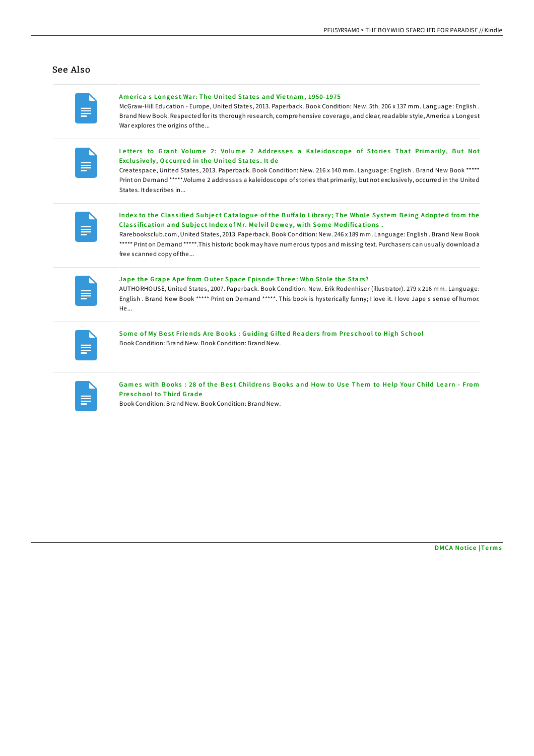## See Also

**America s Longest War: The United States and Vietnam, 1950-1975**

McGraw-Hill Education - Europe, United States, 2013. Paperback. Book Condition: New. 5th. 206 x 137 mm. Language: English . Brand New Book. Respected for its thorough research, comprehensive coverage, and clear, readable style, America s Longest War explores the origins of the...

**Letters to Grant Volume 2: Volume 2 Addresses a Kaleidoscope of Stories That Primarily, But Not Exclusively, Occurred in the United States. It de**

Createspace, United States, 2013. Paperback. Book Condition: New. 216 x 140 mm. Language: English . Brand New Book ***** Print on Demand *****.Volume 2 addresses a kaleidoscope of stories that primarily, but not exclusively, occurred in the United States. It describes in...

**Index to the Classified Subject Catalogue of the Buffalo Library; The Whole System Being Adopted from the Classification and Subject Index of Mr. Melvil Dewey, with Some Modifications .**

Rarebooksclub.com, United States, 2013. Paperback. Book Condition: New. 246 x 189 mm. Language: English . Brand New Book ***** Print on Demand *****.This historic book may have numerous typos and missing text. Purchasers can usually download a free scanned copy of the...

**Jape the Grape Ape from Outer Space Episode Three: Who Stole the Stars?**

AUTHORHOUSE, United States, 2007. Paperback. Book Condition: New. Erik Rodenhiser (illustrator). 279 x 216 mm. Language: English . Brand New Book ***** Print on Demand *****. This book is hysterically funny; I love it. I love Jape s sense of humor. He...

**Some of My Best Friends Are Books : Guiding Gifted Readers from Preschool to High School**

Book Condition: Brand New. Book Condition: Brand New.

**Games with Books : 28 of the Best Childrens Books and How to Use Them to Help Your Child Learn - From Preschool to Third Grade**

Book Condition: Brand New. Book Condition: Brand New.